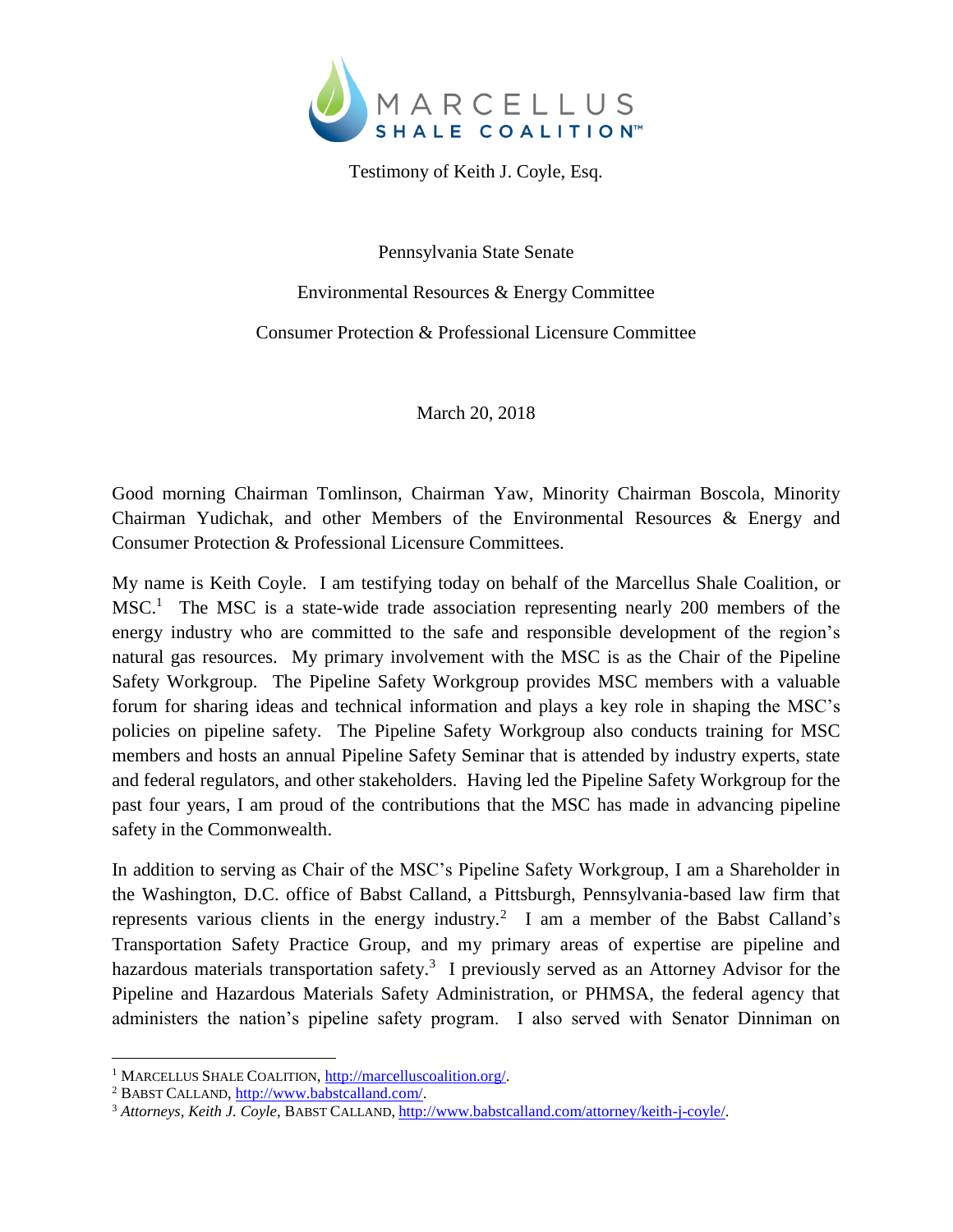MARCELLUS SHALE COALITION™

Testimony of Keith J. Coyle, Esq.

Pennsylvania State Senate

Environmental Resources & Energy Committee

Consumer Protection & Professional Licensure Committee

March 20, 2018

Good morning Chairman Tomlinson, Chairman Yaw, Minority Chairman Boscola, Minority Chairman Yudichak, and other Members of the Environmental Resources & Energy and Consumer Protection & Professional Licensure Committees.

My name is Keith Coyle. I am testifying today on behalf of the Marcellus Shale Coalition, or MSC.[1] The MSC is a state-wide trade association representing nearly 200 members of the energy industry who are committed to the safe and responsible development of the region's natural gas resources. My primary involvement with the MSC is as the Chair of the Pipeline Safety Workgroup. The Pipeline Safety Workgroup provides MSC members with a valuable forum for sharing ideas and technical information and plays a key role in shaping the MSC's policies on pipeline safety. The Pipeline Safety Workgroup also conducts training for MSC members and hosts an annual Pipeline Safety Seminar that is attended by industry experts, state and federal regulators, and other stakeholders. Having led the Pipeline Safety Workgroup for the past four years, I am proud of the contributions that the MSC has made in advancing pipeline safety in the Commonwealth.

In addition to serving as Chair of the MSC's Pipeline Safety Workgroup, I am a Shareholder in the Washington, D.C. office of Babst Calland, a Pittsburgh, Pennsylvania-based law firm that represents various clients in the energy industry.[2] I am a member of the Babst Calland's Transportation Safety Practice Group, and my primary areas of expertise are pipeline and hazardous materials transportation safety.[3] I previously served as an Attorney Advisor for the Pipeline and Hazardous Materials Safety Administration, or PHMSA, the federal agency that administers the nation's pipeline safety program. I also served with Senator Dinniman on

---

[1] MARCELLUS SHALE COALITION, http://marcelluscoalition.org/.

[2] BABST CALLAND, http://www.babstcalland.com/.

[3] *Attorneys, Keith J. Coyle*, BABST CALLAND, http://www.babstcalland.com/attorney/keith-j-coyle/.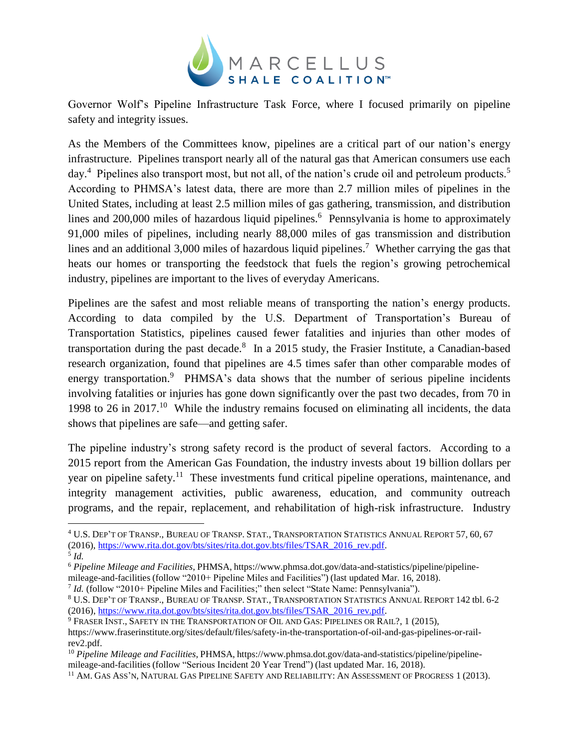Governor Wolf's Pipeline Infrastructure Task Force, where I focused primarily on pipeline safety and integrity issues.

As the Members of the Committees know, pipelines are a critical part of our nation's energy infrastructure. Pipelines transport nearly all of the natural gas that American consumers use each day.[4] Pipelines also transport most, but not all, of the nation's crude oil and petroleum products.[5] According to PHMSA's latest data, there are more than 2.7 million miles of pipelines in the United States, including at least 2.5 million miles of gas gathering, transmission, and distribution lines and 200,000 miles of hazardous liquid pipelines.[6] Pennsylvania is home to approximately 91,000 miles of pipelines, including nearly 88,000 miles of gas transmission and distribution lines and an additional 3,000 miles of hazardous liquid pipelines.[7] Whether carrying the gas that heats our homes or transporting the feedstock that fuels the region's growing petrochemical industry, pipelines are important to the lives of everyday Americans.

Pipelines are the safest and most reliable means of transporting the nation's energy products. According to data compiled by the U.S. Department of Transportation's Bureau of Transportation Statistics, pipelines caused fewer fatalities and injuries than other modes of transportation during the past decade.[8] In a 2015 study, the Frasier Institute, a Canadian-based research organization, found that pipelines are 4.5 times safer than other comparable modes of energy transportation.[9] PHMSA's data shows that the number of serious pipeline incidents involving fatalities or injuries has gone down significantly over the past two decades, from 70 in 1998 to 26 in 2017.[10] While the industry remains focused on eliminating all incidents, the data shows that pipelines are safe—and getting safer.

The pipeline industry's strong safety record is the product of several factors. According to a 2015 report from the American Gas Foundation, the industry invests about 19 billion dollars per year on pipeline safety.[11] These investments fund critical pipeline operations, maintenance, and integrity management activities, public awareness, education, and community outreach programs, and the repair, replacement, and rehabilitation of high-risk infrastructure. Industry

---

[4] U.S. DEP'T OF TRANSP., BUREAU OF TRANSP. STAT., TRANSPORTATION STATISTICS ANNUAL REPORT 57, 60, 67 (2016), https://www.rita.dot.gov/bts/sites/rita.dot.gov.bts/files/TSAR_2016_rev.pdf.

[5] *Id.*

[6] *Pipeline Mileage and Facilities*, PHMSA, https://www.phmsa.dot.gov/data-and-statistics/pipeline/pipeline-mileage-and-facilities (follow "2010+ Pipeline Miles and Facilities") (last updated Mar. 16, 2018).

[7] *Id.* (follow "2010+ Pipeline Miles and Facilities;" then select "State Name: Pennsylvania").

[8] U.S. DEP'T OF TRANSP., BUREAU OF TRANSP. STAT., TRANSPORTATION STATISTICS ANNUAL REPORT 142 tbl. 6-2 (2016), https://www.rita.dot.gov/bts/sites/rita.dot.gov.bts/files/TSAR_2016_rev.pdf.

[9] FRASER INST., SAFETY IN THE TRANSPORTATION OF OIL AND GAS: PIPELINES OR RAIL?, 1 (2015), https://www.fraserinstitute.org/sites/default/files/safety-in-the-transportation-of-oil-and-gas-pipelines-or-rail-rev2.pdf.

[10] *Pipeline Mileage and Facilities*, PHMSA, https://www.phmsa.dot.gov/data-and-statistics/pipeline/pipeline-mileage-and-facilities (follow "Serious Incident 20 Year Trend") (last updated Mar. 16, 2018).

[11] AM. GAS ASS'N, NATURAL GAS PIPELINE SAFETY AND RELIABILITY: AN ASSESSMENT OF PROGRESS 1 (2013).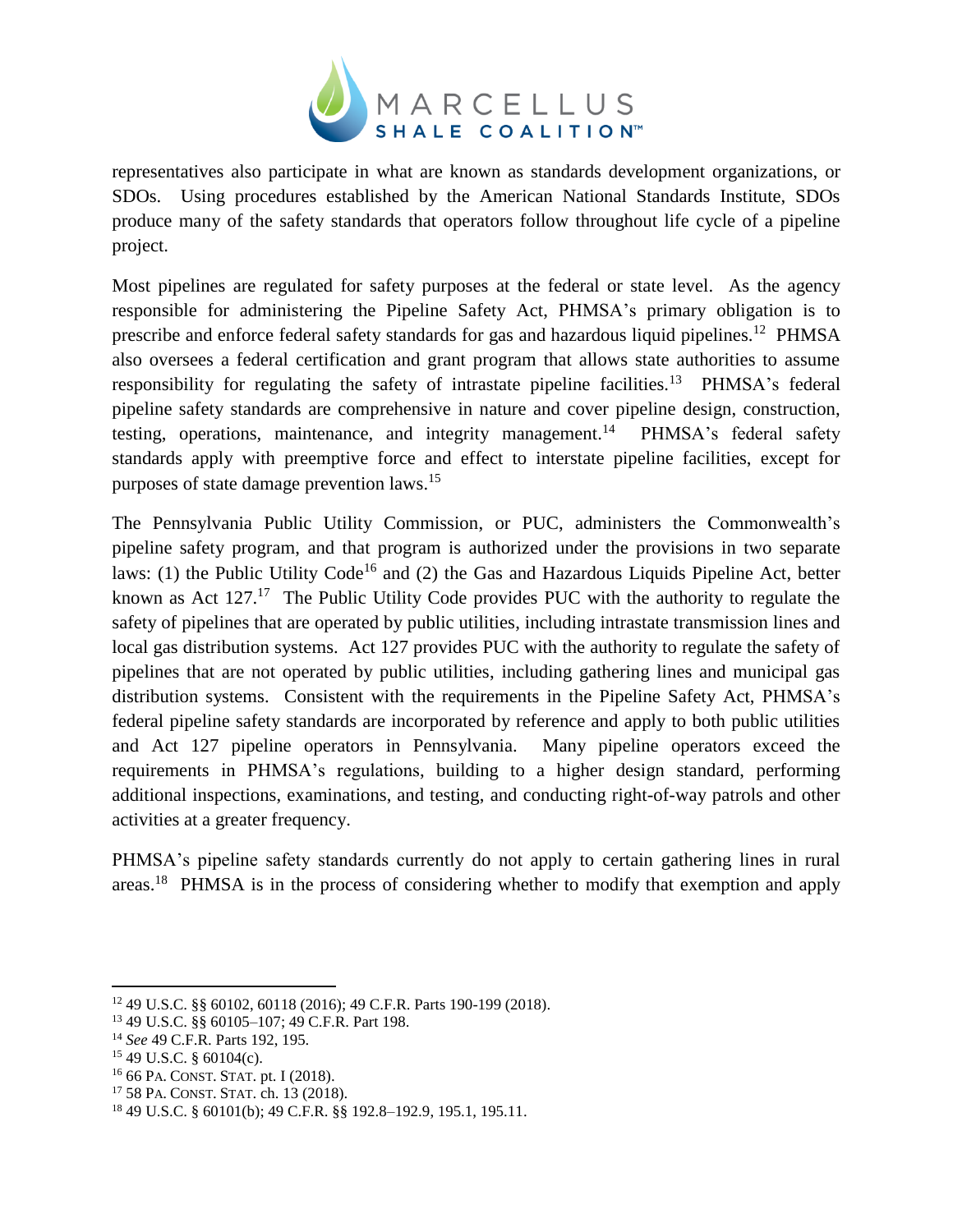representatives also participate in what are known as standards development organizations, or SDOs. Using procedures established by the American National Standards Institute, SDOs produce many of the safety standards that operators follow throughout life cycle of a pipeline project.

Most pipelines are regulated for safety purposes at the federal or state level. As the agency responsible for administering the Pipeline Safety Act, PHMSA's primary obligation is to prescribe and enforce federal safety standards for gas and hazardous liquid pipelines.[12] PHMSA also oversees a federal certification and grant program that allows state authorities to assume responsibility for regulating the safety of intrastate pipeline facilities.[13] PHMSA's federal pipeline safety standards are comprehensive in nature and cover pipeline design, construction, testing, operations, maintenance, and integrity management.[14] PHMSA's federal safety standards apply with preemptive force and effect to interstate pipeline facilities, except for purposes of state damage prevention laws.[15]

The Pennsylvania Public Utility Commission, or PUC, administers the Commonwealth's pipeline safety program, and that program is authorized under the provisions in two separate laws: (1) the Public Utility Code[16] and (2) the Gas and Hazardous Liquids Pipeline Act, better known as Act 127.[17] The Public Utility Code provides PUC with the authority to regulate the safety of pipelines that are operated by public utilities, including intrastate transmission lines and local gas distribution systems. Act 127 provides PUC with the authority to regulate the safety of pipelines that are not operated by public utilities, including gathering lines and municipal gas distribution systems. Consistent with the requirements in the Pipeline Safety Act, PHMSA's federal pipeline safety standards are incorporated by reference and apply to both public utilities and Act 127 pipeline operators in Pennsylvania. Many pipeline operators exceed the requirements in PHMSA's regulations, building to a higher design standard, performing additional inspections, examinations, and testing, and conducting right-of-way patrols and other activities at a greater frequency.

PHMSA's pipeline safety standards currently do not apply to certain gathering lines in rural areas.[18] PHMSA is in the process of considering whether to modify that exemption and apply

---

[12] 49 U.S.C. §§ 60102, 60118 (2016); 49 C.F.R. Parts 190-199 (2018).

[13] 49 U.S.C. §§ 60105–107; 49 C.F.R. Part 198.

[14] *See* 49 C.F.R. Parts 192, 195.

[15] 49 U.S.C. § 60104(c).

[16] 66 PA. CONST. STAT. pt. I (2018).

[17] 58 PA. CONST. STAT. ch. 13 (2018).

[18] 49 U.S.C. § 60101(b); 49 C.F.R. §§ 192.8–192.9, 195.1, 195.11.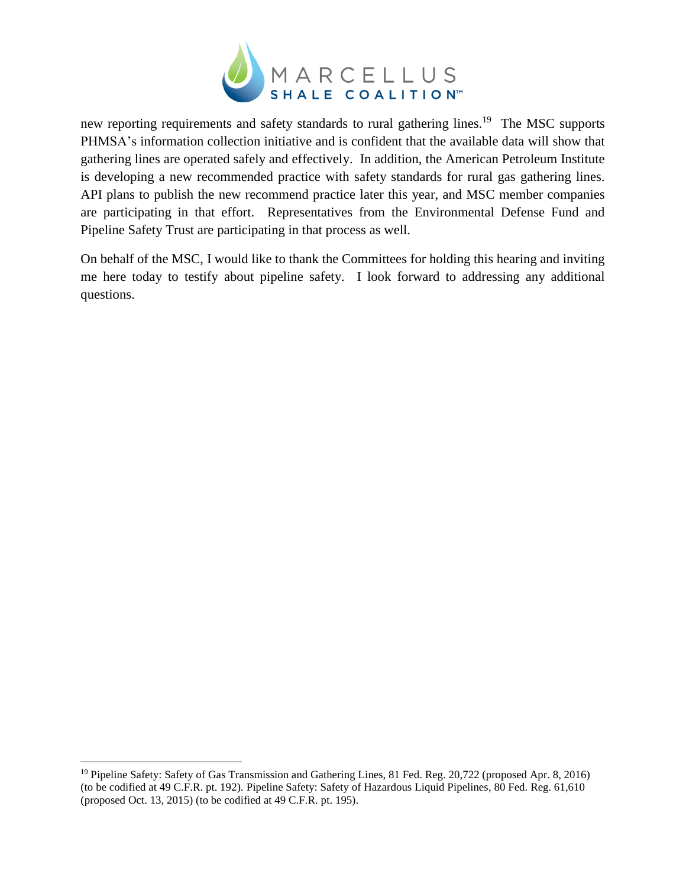new reporting requirements and safety standards to rural gathering lines.[19] The MSC supports PHMSA's information collection initiative and is confident that the available data will show that gathering lines are operated safely and effectively. In addition, the American Petroleum Institute is developing a new recommended practice with safety standards for rural gas gathering lines. API plans to publish the new recommend practice later this year, and MSC member companies are participating in that effort. Representatives from the Environmental Defense Fund and Pipeline Safety Trust are participating in that process as well.

On behalf of the MSC, I would like to thank the Committees for holding this hearing and inviting me here today to testify about pipeline safety. I look forward to addressing any additional questions.

---

[19] Pipeline Safety: Safety of Gas Transmission and Gathering Lines, 81 Fed. Reg. 20,722 (proposed Apr. 8, 2016) (to be codified at 49 C.F.R. pt. 192). Pipeline Safety: Safety of Hazardous Liquid Pipelines, 80 Fed. Reg. 61,610 (proposed Oct. 13, 2015) (to be codified at 49 C.F.R. pt. 195).